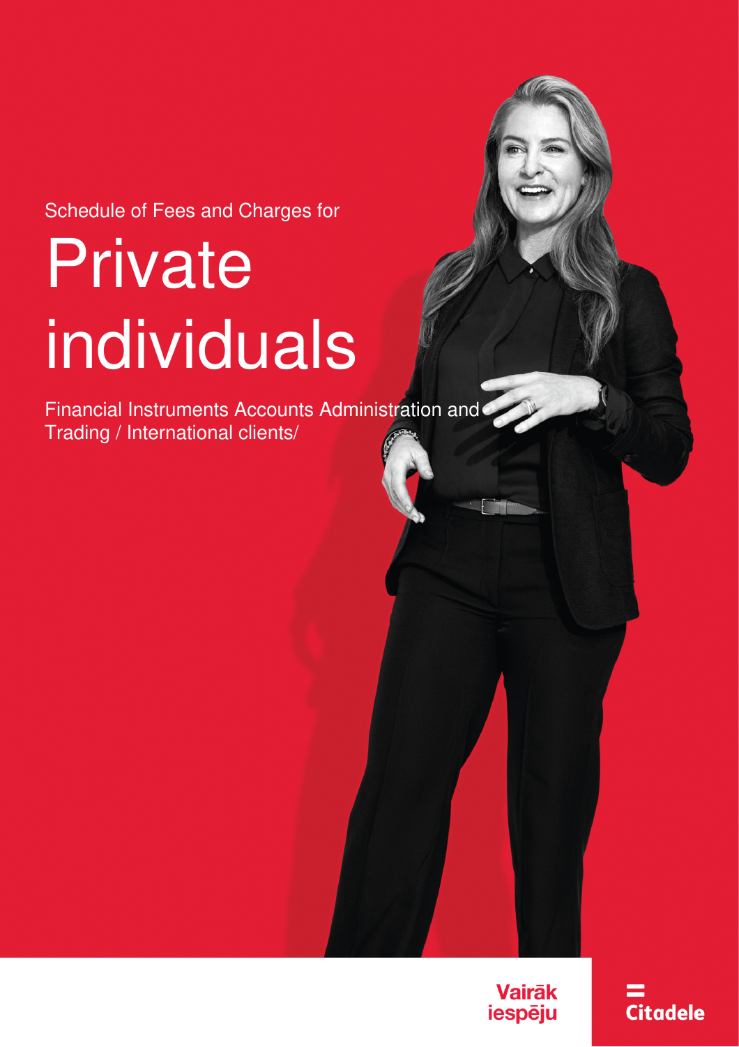Schedule of Fees and Charges for

# Private individuals

Financial Instruments Accounts Administration and Trading / International clients/

Vairāk iespēju

Citadele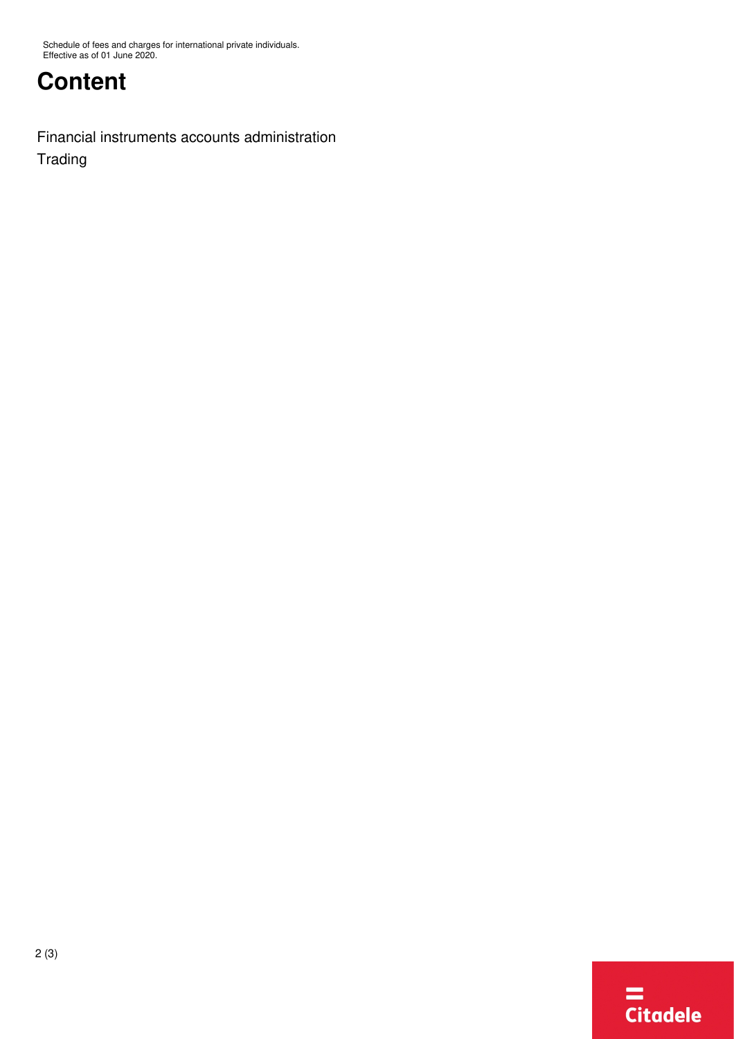# Content

Financial instruments accounts administration

Trading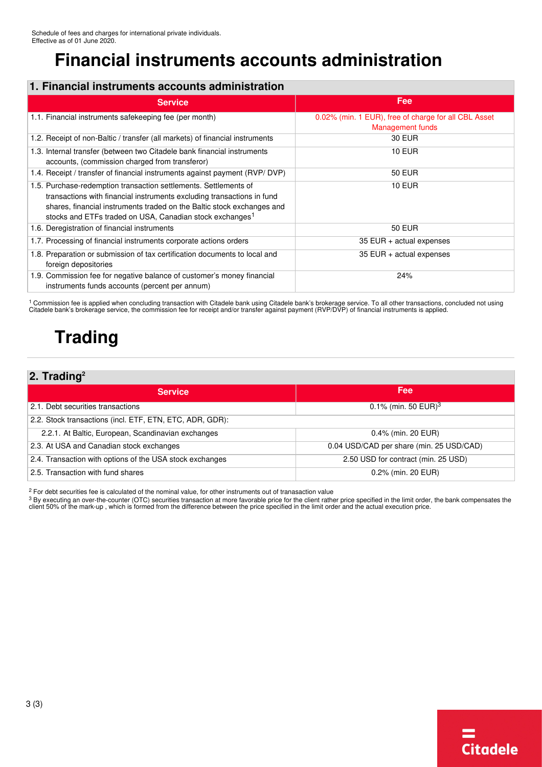Schedule of fees and charges for international private individuals.
Effective as of 01 June 2020.

# Financial instruments accounts administration

## 1. Financial instruments accounts administration

| Service | Fee |
|---|---|
| 1.1. Financial instruments safekeeping fee (per month) | 0.02% (min. 1 EUR), free of charge for all CBL Asset Management funds |
| 1.2. Receipt of non-Baltic / transfer (all markets) of financial instruments | 30 EUR |
| 1.3. Internal transfer (between two Citadele bank financial instruments accounts, (commission charged from transferor) | 10 EUR |
| 1.4. Receipt / transfer of financial instruments against payment (RVP/ DVP) | 50 EUR |
| 1.5. Purchase-redemption transaction settlements. Settlements of transactions with financial instruments excluding transactions in fund shares, financial instruments traded on the Baltic stock exchanges and stocks and ETFs traded on USA, Canadian stock exchanges[1] | 10 EUR |
| 1.6. Deregistration of financial instruments | 50 EUR |
| 1.7. Processing of financial instruments corporate actions orders | 35 EUR + actual expenses |
| 1.8. Preparation or submission of tax certification documents to local and foreign depositories | 35 EUR + actual expenses |
| 1.9. Commission fee for negative balance of customer's money financial instruments funds accounts (percent per annum) | 24% |

[1] Commission fee is applied when concluding transaction with Citadele bank using Citadele bank's brokerage service. To all other transactions, concluded not using Citadele bank's brokerage service, the commission fee for receipt and/or transfer against payment (RVP/DVP) of financial instruments is applied.

# Trading

## 2. Trading[2]

| Service | Fee |
|---|---|
| 2.1. Debt securities transactions | 0.1% (min. 50 EUR)[3] |
| 2.2. Stock transactions (incl. ETF, ETN, ETC, ADR, GDR): | |
| 2.2.1. At Baltic, European, Scandinavian exchanges | 0.4% (min. 20 EUR) |
| 2.3. At USA and Canadian stock exchanges | 0.04 USD/CAD per share (min. 25 USD/CAD) |
| 2.4. Transaction with options of the USA stock exchanges | 2.50 USD for contract (min. 25 USD) |
| 2.5. Transaction with fund shares | 0.2% (min. 20 EUR) |

[2] For debt securities fee is calculated of the nominal value, for other instruments out of tranasaction value

[3] By executing an over-the-counter (OTC) securities transaction at more favorable price for the client rather price specified in the limit order, the bank compensates the client 50% of the mark-up , which is formed from the difference between the price specified in the limit order and the actual execution price.